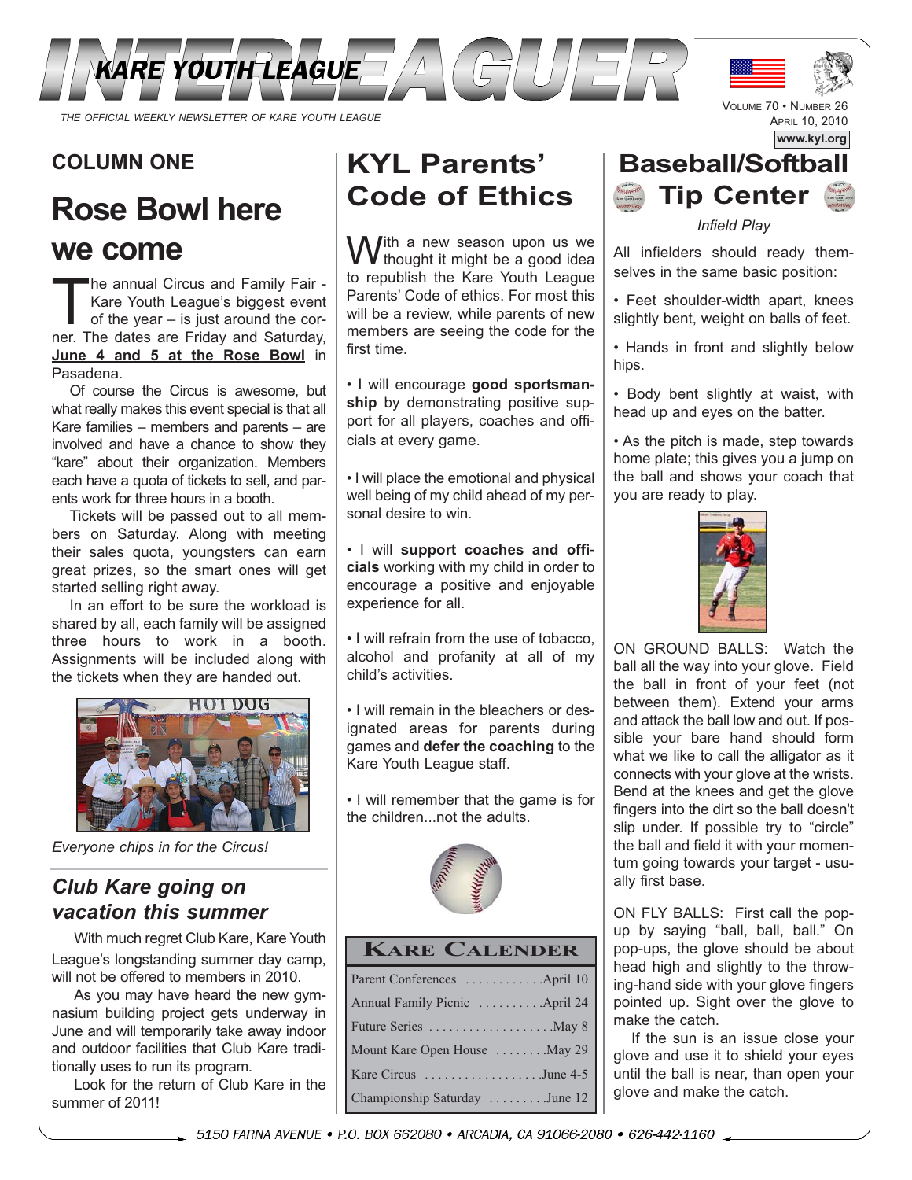# INTERLEAGUER

## KARE YOUTH LEAGUE

THE OFFICIAL WEEKLY NEWSLETTER OF KARE YOUTH LEAGUE

VOLUME 70 • NUMBER 26
APRIL 10, 2010

www.kyl.org

### COLUMN ONE

## Rose Bowl here we come

The annual Circus and Family Fair - Kare Youth League's biggest event of the year – is just around the corner. The dates are Friday and Saturday, **June 4 and 5 at the Rose Bowl** in Pasadena.

Of course the Circus is awesome, but what really makes this event special is that all Kare families – members and parents – are involved and have a chance to show they "kare" about their organization. Members each have a quota of tickets to sell, and parents work for three hours in a booth.

Tickets will be passed out to all members on Saturday. Along with meeting their sales quota, youngsters can earn great prizes, so the smart ones will get started selling right away.

In an effort to be sure the workload is shared by all, each family will be assigned three hours to work in a booth. Assignments will be included along with the tickets when they are handed out.

*Everyone chips in for the Circus!*

## *Club Kare going on vacation this summer*

With much regret Club Kare, Kare Youth League's longstanding summer day camp, will not be offered to members in 2010.

As you may have heard the new gymnasium building project gets underway in June and will temporarily take away indoor and outdoor facilities that Club Kare traditionally uses to run its program.

Look for the return of Club Kare in the summer of 2011!

## KYL Parents' Code of Ethics

With a new season upon us we thought it might be a good idea to republish the Kare Youth League Parents' Code of ethics. For most this will be a review, while parents of new members are seeing the code for the first time.

• I will encourage **good sportsmanship** by demonstrating positive support for all players, coaches and officials at every game.

• I will place the emotional and physical well being of my child ahead of my personal desire to win.

• I will **support coaches and officials** working with my child in order to encourage a positive and enjoyable experience for all.

• I will refrain from the use of tobacco, alcohol and profanity at all of my child's activities.

• I will remain in the bleachers or designated areas for parents during games and **defer the coaching** to the Kare Youth League staff.

• I will remember that the game is for the children...not the adults.

### KARE CALENDER

| Event | Date |
|---|---|
| Parent Conferences | April 10 |
| Annual Family Picnic | April 24 |
| Future Series | May 8 |
| Mount Kare Open House | May 29 |
| Kare Circus | June 4-5 |
| Championship Saturday | June 12 |

## Baseball/Softball Tip Center

*Infield Play*

All infielders should ready themselves in the same basic position:

• Feet shoulder-width apart, knees slightly bent, weight on balls of feet.

• Hands in front and slightly below hips.

• Body bent slightly at waist, with head up and eyes on the batter.

• As the pitch is made, step towards home plate; this gives you a jump on the ball and shows your coach that you are ready to play.

ON GROUND BALLS: Watch the ball all the way into your glove. Field the ball in front of your feet (not between them). Extend your arms and attack the ball low and out. If possible your bare hand should form what we like to call the alligator as it connects with your glove at the wrists. Bend at the knees and get the glove fingers into the dirt so the ball doesn't slip under. If possible try to "circle" the ball and field it with your momentum going towards your target - usually first base.

ON FLY BALLS: First call the pop-up by saying "ball, ball, ball." On pop-ups, the glove should be about head high and slightly to the throwing-hand side with your glove fingers pointed up. Sight over the glove to make the catch.

If the sun is an issue close your glove and use it to shield your eyes until the ball is near, than open your glove and make the catch.

5150 FARNA AVENUE • P.O. BOX 662080 • ARCADIA, CA 91066-2080 • 626-442-1160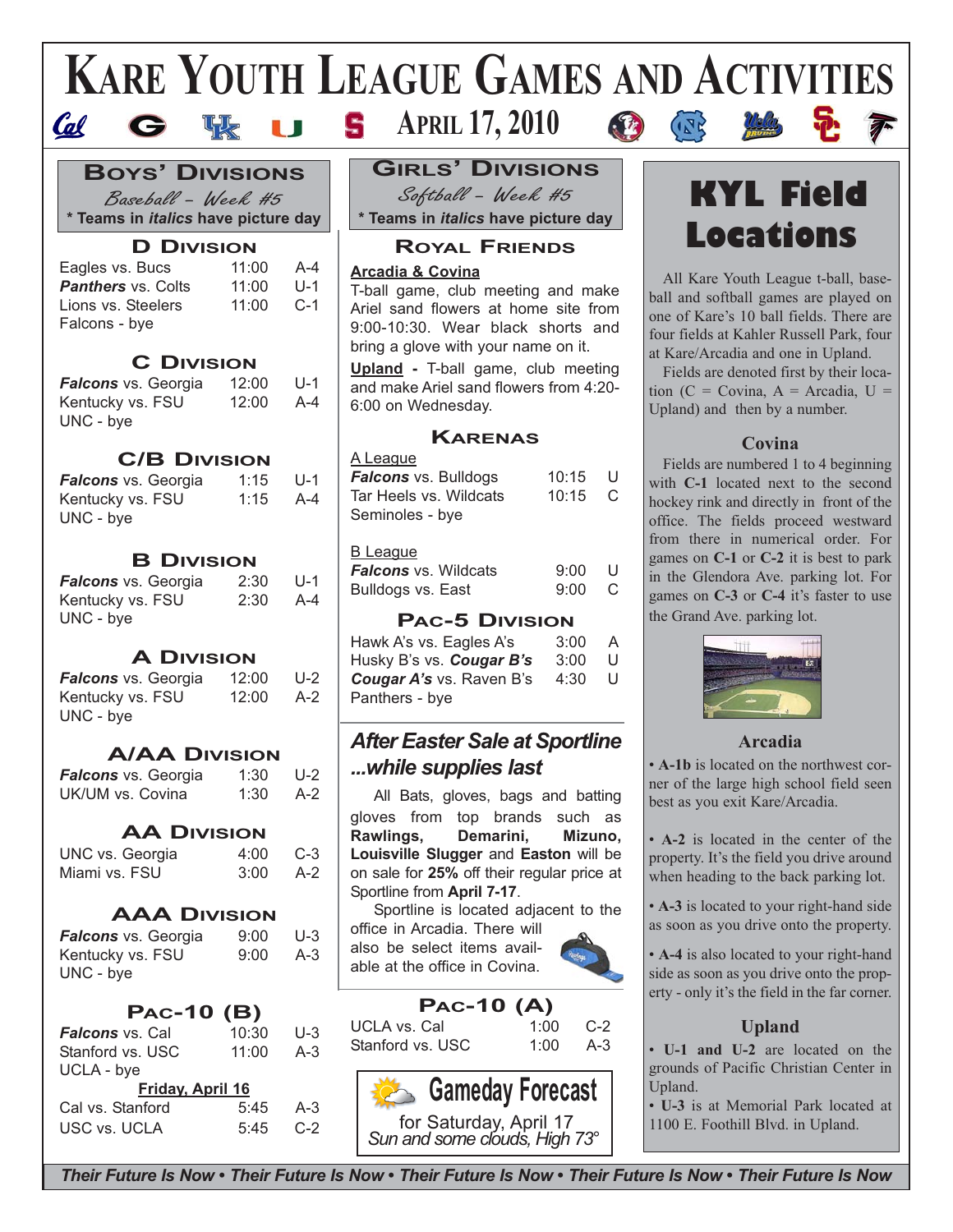# Kare Youth League Games and Activities

## April 17, 2010

## Boys' Divisions

*Baseball – Week #5*

\* Teams in *italics* have picture day

### D Division

| | | |
|---|---|---|
| Eagles vs. Bucs | 11:00 | A-4 |
| ***Panthers*** vs. Colts | 11:00 | U-1 |
| Lions vs. Steelers | 11:00 | C-1 |
| Falcons - bye | | |

### C Division

| | | |
|---|---|---|
| ***Falcons*** vs. Georgia | 12:00 | U-1 |
| Kentucky vs. FSU | 12:00 | A-4 |
| UNC - bye | | |

### C/B Division

| | | |
|---|---|---|
| ***Falcons*** vs. Georgia | 1:15 | U-1 |
| Kentucky vs. FSU | 1:15 | A-4 |
| UNC - bye | | |

### B Division

| | | |
|---|---|---|
| ***Falcons*** vs. Georgia | 2:30 | U-1 |
| Kentucky vs. FSU | 2:30 | A-4 |
| UNC - bye | | |

### A Division

| | | |
|---|---|---|
| ***Falcons*** vs. Georgia | 12:00 | U-2 |
| Kentucky vs. FSU | 12:00 | A-2 |
| UNC - bye | | |

### A/AA Division

| | | |
|---|---|---|
| ***Falcons*** vs. Georgia | 1:30 | U-2 |
| UK/UM vs. Covina | 1:30 | A-2 |

### AA Division

| | | |
|---|---|---|
| UNC vs. Georgia | 4:00 | C-3 |
| Miami vs. FSU | 3:00 | A-2 |

### AAA Division

| | | |
|---|---|---|
| ***Falcons*** vs. Georgia | 9:00 | U-3 |
| Kentucky vs. FSU | 9:00 | A-3 |
| UNC - bye | | |

### Pac-10 (B)

| | | |
|---|---|---|
| ***Falcons*** vs. Cal | 10:30 | U-3 |
| Stanford vs. USC | 11:00 | A-3 |
| UCLA - bye | | |
| **Friday, April 16** | | |
| Cal vs. Stanford | 5:45 | A-3 |
| USC vs. UCLA | 5:45 | C-2 |

## Girls' Divisions

*Softball – Week #5*

\* Teams in *italics* have picture day

### Royal Friends

**Arcadia & Covina**

T-ball game, club meeting and make Ariel sand flowers at home site from 9:00-10:30. Wear black shorts and bring a glove with your name on it.

**Upland -** T-ball game, club meeting and make Ariel sand flowers from 4:20-6:00 on Wednesday.

### Karenas

A League

| | | |
|---|---|---|
| ***Falcons*** vs. Bulldogs | 10:15 | U |
| Tar Heels vs. Wildcats | 10:15 | C |
| Seminoles - bye | | |

B League

| | | |
|---|---|---|
| ***Falcons*** vs. Wildcats | 9:00 | U |
| Bulldogs vs. East | 9:00 | C |

### Pac-5 Division

| | | |
|---|---|---|
| Hawk A's vs. Eagles A's | 3:00 | A |
| Husky B's vs. ***Cougar B's*** | 3:00 | U |
| ***Cougar A's*** vs. Raven B's | 4:30 | U |
| Panthers - bye | | |

## *After Easter Sale at Sportline ...while supplies last*

All Bats, gloves, bags and batting gloves from top brands such as **Rawlings, Demarini, Mizuno, Louisville Slugger** and **Easton** will be on sale for **25%** off their regular price at Sportline from **April 7-17**.

Sportline is located adjacent to the office in Arcadia. There will also be select items available at the office in Covina.

### Pac-10 (A)

| | | |
|---|---|---|
| UCLA vs. Cal | 1:00 | C-2 |
| Stanford vs. USC | 1:00 | A-3 |

**Gameday Forecast**

for Saturday, April 17

*Sun and some clouds, High 73°*

## KYL Field Locations

All Kare Youth League t-ball, baseball and softball games are played on one of Kare's 10 ball fields. There are four fields at Kahler Russell Park, four at Kare/Arcadia and one in Upland.

Fields are denoted first by their location (C = Covina, A = Arcadia, U = Upland) and then by a number.

### Covina

Fields are numbered 1 to 4 beginning with **C-1** located next to the second hockey rink and directly in front of the office. The fields proceed westward from there in numerical order. For games on **C-1** or **C-2** it is best to park in the Glendora Ave. parking lot. For games on **C-3** or **C-4** it's faster to use the Grand Ave. parking lot.

### Arcadia

- **A-1b** is located on the northwest corner of the large high school field seen best as you exit Kare/Arcadia.
- **A-2** is located in the center of the property. It's the field you drive around when heading to the back parking lot.
- **A-3** is located to your right-hand side as soon as you drive onto the property.
- **A-4** is also located to your right-hand side as soon as you drive onto the property - only it's the field in the far corner.

### Upland

- **U-1 and U-2** are located on the grounds of Pacific Christian Center in Upland.
- **U-3** is at Memorial Park located at 1100 E. Foothill Blvd. in Upland.

*Their Future Is Now • Their Future Is Now • Their Future Is Now • Their Future Is Now • Their Future Is Now*